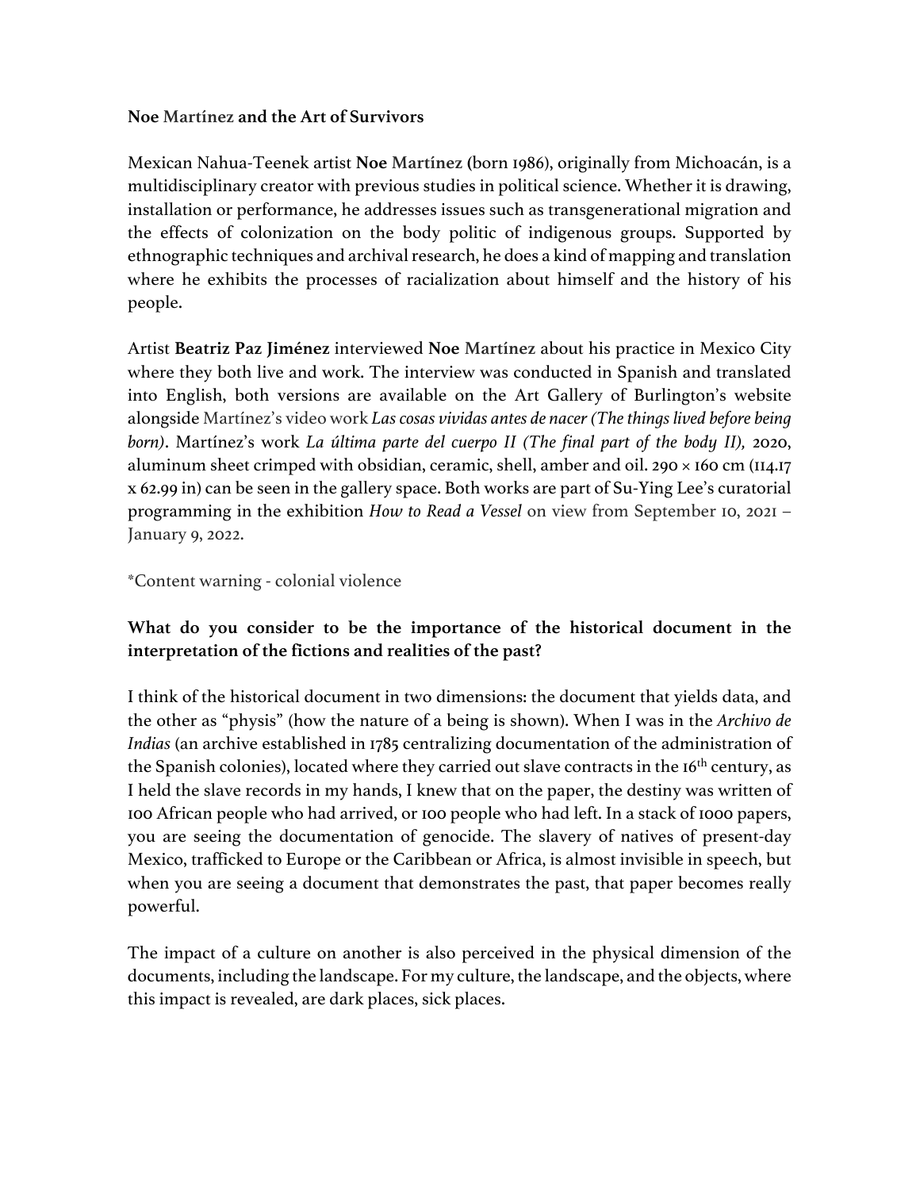**Noe Martínez and the Art of Survivors**

Mexican Nahua-Teenek artist **Noe Martínez (**born 1986), originally from Michoacán, is a multidisciplinary creator with previous studies in political science. Whether it is drawing, installation or performance, he addresses issues such as transgenerational migration and the effects of colonization on the body politic of indigenous groups. Supported by ethnographic techniques and archival research, he does a kind of mapping and translation where he exhibits the processes of racialization about himself and the history of his people.

Artist **Beatriz Paz Jiménez** interviewed **Noe Martínez** about his practice in Mexico City where they both live and work. The interview was conducted in Spanish and translated into English, both versions are available on the Art Gallery of Burlington's website alongside Martínez's video work *Las cosas vividas antes de nacer (The things lived before being born)*. Martínez's work *La última parte del cuerpo II (The final part of the body II),* 2020, aluminum sheet crimped with obsidian, ceramic, shell, amber and oil. 290 × 160 cm (114.17 x 62.99 in) can be seen in the gallery space. Both works are part of Su-Ying Lee's curatorial programming in the exhibition *How to Read a Vessel* on view from September 10, 2021 – January 9, 2022.

*Content warning - colonial violence

**What do you consider to be the importance of the historical document in the interpretation of the fictions and realities of the past?**

I think of the historical document in two dimensions: the document that yields data, and the other as "physis" (how the nature of a being is shown). When I was in the *Archivo de Indias* (an archive established in 1785 centralizing documentation of the administration of the Spanish colonies), located where they carried out slave contracts in the 16th century, as I held the slave records in my hands, I knew that on the paper, the destiny was written of 100 African people who had arrived, or 100 people who had left. In a stack of 1000 papers, you are seeing the documentation of genocide. The slavery of natives of present-day Mexico, trafficked to Europe or the Caribbean or Africa, is almost invisible in speech, but when you are seeing a document that demonstrates the past, that paper becomes really powerful.

The impact of a culture on another is also perceived in the physical dimension of the documents, including the landscape. For my culture, the landscape, and the objects, where this impact is revealed, are dark places, sick places.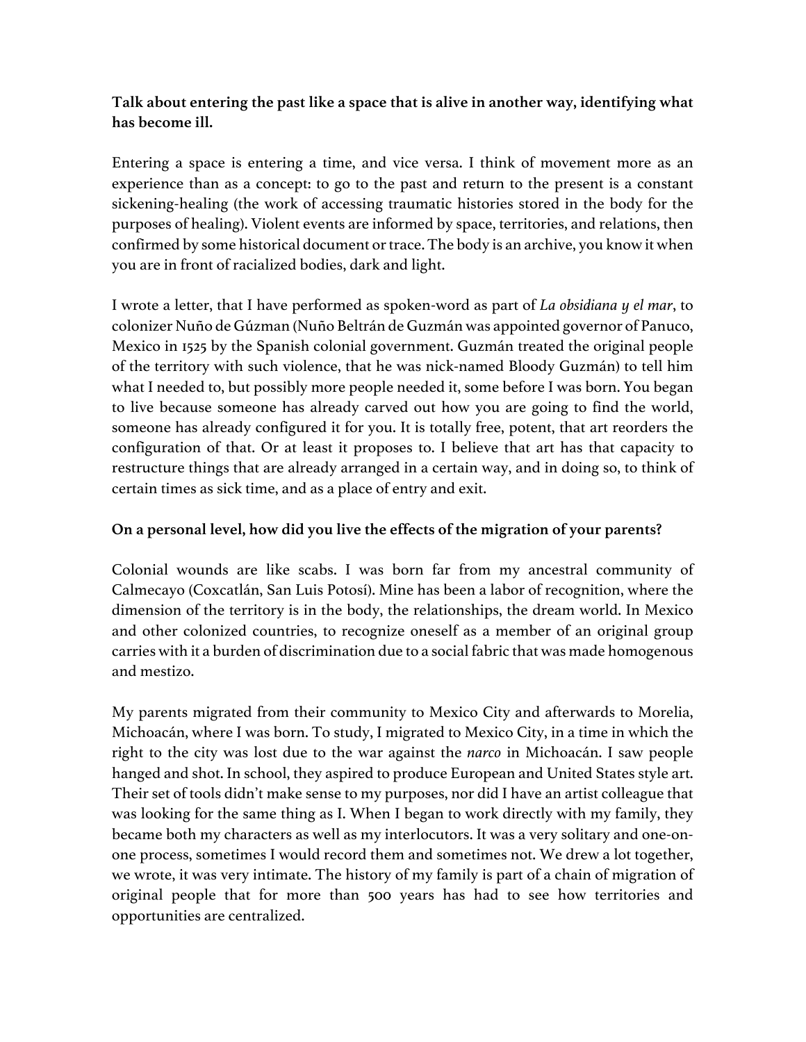**Talk about entering the past like a space that is alive in another way, identifying what has become ill.**

Entering a space is entering a time, and vice versa. I think of movement more as an experience than as a concept: to go to the past and return to the present is a constant sickening-healing (the work of accessing traumatic histories stored in the body for the purposes of healing). Violent events are informed by space, territories, and relations, then confirmed by some historical document or trace. The body is an archive, you know it when you are in front of racialized bodies, dark and light.

I wrote a letter, that I have performed as spoken-word as part of *La obsidiana y el mar*, to colonizer Nuño de Gúzman (Nuño Beltrán de Guzmán was appointed governor of Panuco, Mexico in 1525 by the Spanish colonial government. Guzmán treated the original people of the territory with such violence, that he was nick-named Bloody Guzmán) to tell him what I needed to, but possibly more people needed it, some before I was born. You began to live because someone has already carved out how you are going to find the world, someone has already configured it for you. It is totally free, potent, that art reorders the configuration of that. Or at least it proposes to. I believe that art has that capacity to restructure things that are already arranged in a certain way, and in doing so, to think of certain times as sick time, and as a place of entry and exit.

**On a personal level, how did you live the effects of the migration of your parents?**

Colonial wounds are like scabs. I was born far from my ancestral community of Calmecayo (Coxcatlán, San Luis Potosí). Mine has been a labor of recognition, where the dimension of the territory is in the body, the relationships, the dream world. In Mexico and other colonized countries, to recognize oneself as a member of an original group carries with it a burden of discrimination due to a social fabric that was made homogenous and mestizo.

My parents migrated from their community to Mexico City and afterwards to Morelia, Michoacán, where I was born. To study, I migrated to Mexico City, in a time in which the right to the city was lost due to the war against the *narco* in Michoacán. I saw people hanged and shot. In school, they aspired to produce European and United States style art. Their set of tools didn't make sense to my purposes, nor did I have an artist colleague that was looking for the same thing as I. When I began to work directly with my family, they became both my characters as well as my interlocutors. It was a very solitary and one-on-one process, sometimes I would record them and sometimes not. We drew a lot together, we wrote, it was very intimate. The history of my family is part of a chain of migration of original people that for more than 500 years has had to see how territories and opportunities are centralized.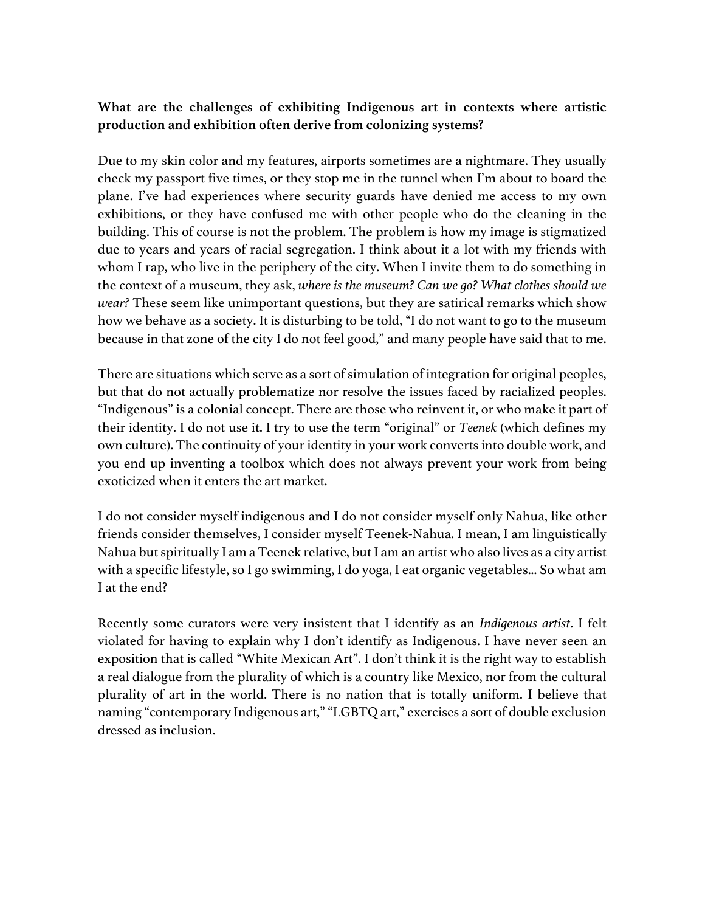**What are the challenges of exhibiting Indigenous art in contexts where artistic production and exhibition often derive from colonizing systems?**

Due to my skin color and my features, airports sometimes are a nightmare. They usually check my passport five times, or they stop me in the tunnel when I'm about to board the plane. I've had experiences where security guards have denied me access to my own exhibitions, or they have confused me with other people who do the cleaning in the building. This of course is not the problem. The problem is how my image is stigmatized due to years and years of racial segregation. I think about it a lot with my friends with whom I rap, who live in the periphery of the city. When I invite them to do something in the context of a museum, they ask, *where is the museum? Can we go? What clothes should we wear?* These seem like unimportant questions, but they are satirical remarks which show how we behave as a society. It is disturbing to be told, "I do not want to go to the museum because in that zone of the city I do not feel good," and many people have said that to me.

There are situations which serve as a sort of simulation of integration for original peoples, but that do not actually problematize nor resolve the issues faced by racialized peoples. "Indigenous" is a colonial concept. There are those who reinvent it, or who make it part of their identity. I do not use it. I try to use the term "original" or *Teenek* (which defines my own culture). The continuity of your identity in your work converts into double work, and you end up inventing a toolbox which does not always prevent your work from being exoticized when it enters the art market.

I do not consider myself indigenous and I do not consider myself only Nahua, like other friends consider themselves, I consider myself Teenek-Nahua. I mean, I am linguistically Nahua but spiritually I am a Teenek relative, but I am an artist who also lives as a city artist with a specific lifestyle, so I go swimming, I do yoga, I eat organic vegetables... So what am I at the end?

Recently some curators were very insistent that I identify as an *Indigenous artist*. I felt violated for having to explain why I don't identify as Indigenous. I have never seen an exposition that is called "White Mexican Art". I don't think it is the right way to establish a real dialogue from the plurality of which is a country like Mexico, nor from the cultural plurality of art in the world. There is no nation that is totally uniform. I believe that naming "contemporary Indigenous art," "LGBTQ art," exercises a sort of double exclusion dressed as inclusion.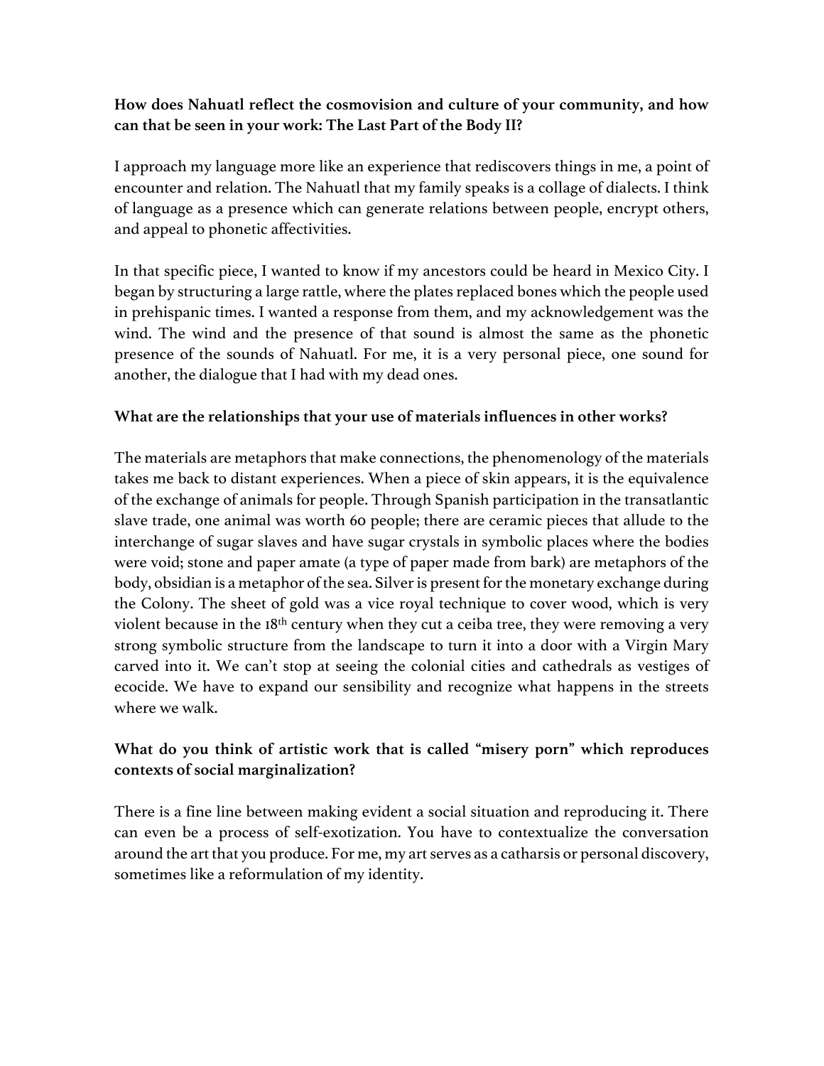**How does Nahuatl reflect the cosmovision and culture of your community, and how can that be seen in your work: The Last Part of the Body II?**

I approach my language more like an experience that rediscovers things in me, a point of encounter and relation. The Nahuatl that my family speaks is a collage of dialects. I think of language as a presence which can generate relations between people, encrypt others, and appeal to phonetic affectivities.

In that specific piece, I wanted to know if my ancestors could be heard in Mexico City. I began by structuring a large rattle, where the plates replaced bones which the people used in prehispanic times. I wanted a response from them, and my acknowledgement was the wind. The wind and the presence of that sound is almost the same as the phonetic presence of the sounds of Nahuatl. For me, it is a very personal piece, one sound for another, the dialogue that I had with my dead ones.

**What are the relationships that your use of materials influences in other works?**

The materials are metaphors that make connections, the phenomenology of the materials takes me back to distant experiences. When a piece of skin appears, it is the equivalence of the exchange of animals for people. Through Spanish participation in the transatlantic slave trade, one animal was worth 60 people; there are ceramic pieces that allude to the interchange of sugar slaves and have sugar crystals in symbolic places where the bodies were void; stone and paper amate (a type of paper made from bark) are metaphors of the body, obsidian is a metaphor of the sea. Silver is present for the monetary exchange during the Colony. The sheet of gold was a vice royal technique to cover wood, which is very violent because in the 18th century when they cut a ceiba tree, they were removing a very strong symbolic structure from the landscape to turn it into a door with a Virgin Mary carved into it. We can't stop at seeing the colonial cities and cathedrals as vestiges of ecocide. We have to expand our sensibility and recognize what happens in the streets where we walk.

**What do you think of artistic work that is called "misery porn" which reproduces contexts of social marginalization?**

There is a fine line between making evident a social situation and reproducing it. There can even be a process of self-exotization. You have to contextualize the conversation around the art that you produce. For me, my art serves as a catharsis or personal discovery, sometimes like a reformulation of my identity.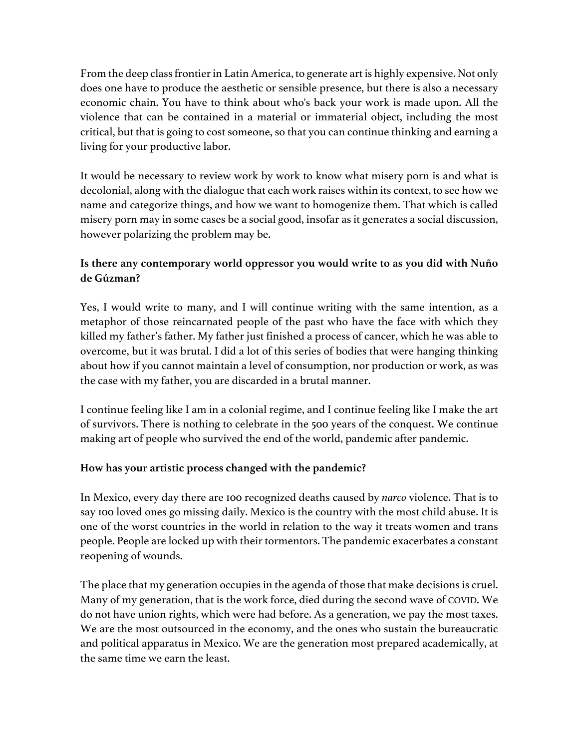From the deep class frontier in Latin America, to generate art is highly expensive. Not only does one have to produce the aesthetic or sensible presence, but there is also a necessary economic chain. You have to think about who's back your work is made upon. All the violence that can be contained in a material or immaterial object, including the most critical, but that is going to cost someone, so that you can continue thinking and earning a living for your productive labor.

It would be necessary to review work by work to know what misery porn is and what is decolonial, along with the dialogue that each work raises within its context, to see how we name and categorize things, and how we want to homogenize them. That which is called misery porn may in some cases be a social good, insofar as it generates a social discussion, however polarizing the problem may be.

**Is there any contemporary world oppressor you would write to as you did with Nuño de Gúzman?**

Yes, I would write to many, and I will continue writing with the same intention, as a metaphor of those reincarnated people of the past who have the face with which they killed my father's father. My father just finished a process of cancer, which he was able to overcome, but it was brutal. I did a lot of this series of bodies that were hanging thinking about how if you cannot maintain a level of consumption, nor production or work, as was the case with my father, you are discarded in a brutal manner.

I continue feeling like I am in a colonial regime, and I continue feeling like I make the art of survivors. There is nothing to celebrate in the 500 years of the conquest. We continue making art of people who survived the end of the world, pandemic after pandemic.

**How has your artistic process changed with the pandemic?**

In Mexico, every day there are 100 recognized deaths caused by *narco* violence. That is to say 100 loved ones go missing daily. Mexico is the country with the most child abuse. It is one of the worst countries in the world in relation to the way it treats women and trans people. People are locked up with their tormentors. The pandemic exacerbates a constant reopening of wounds.

The place that my generation occupies in the agenda of those that make decisions is cruel. Many of my generation, that is the work force, died during the second wave of COVID. We do not have union rights, which were had before. As a generation, we pay the most taxes. We are the most outsourced in the economy, and the ones who sustain the bureaucratic and political apparatus in Mexico. We are the generation most prepared academically, at the same time we earn the least.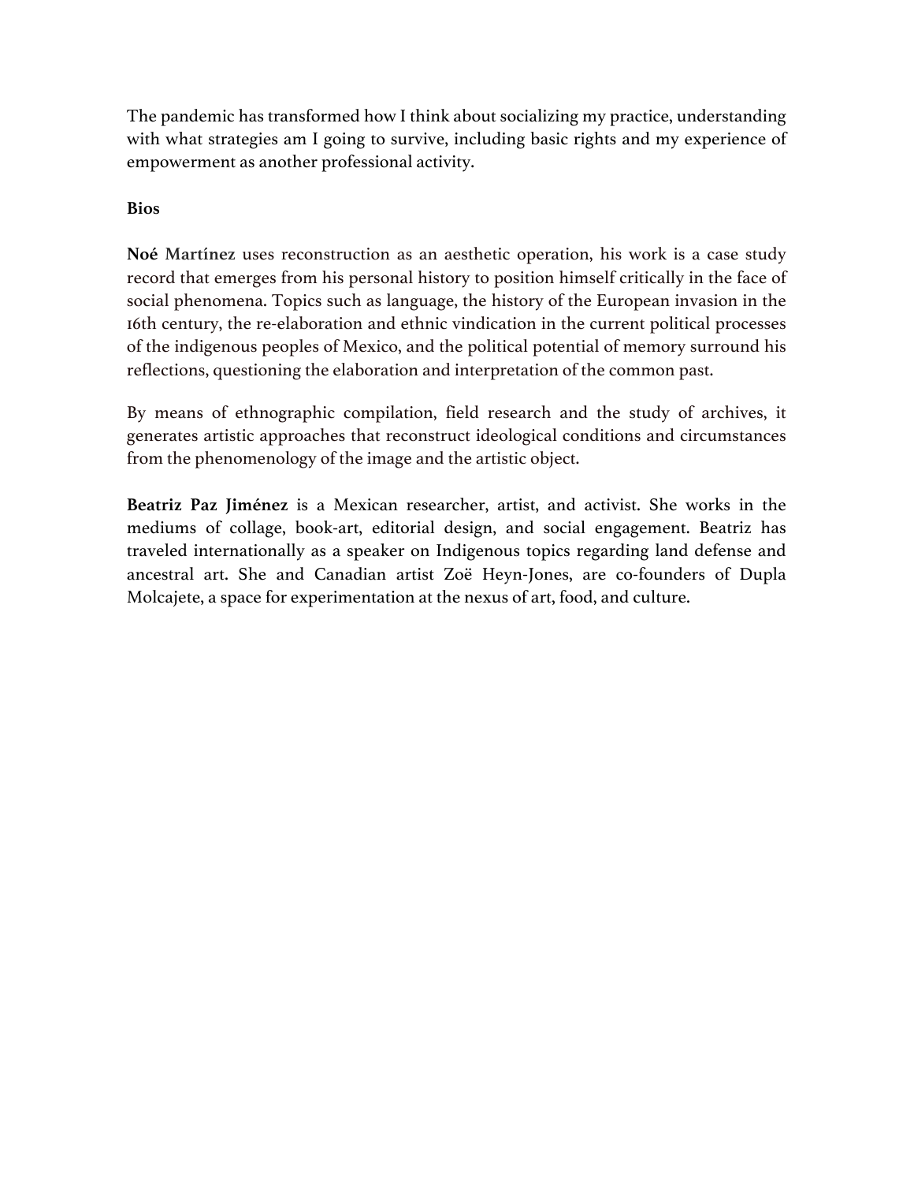The pandemic has transformed how I think about socializing my practice, understanding with what strategies am I going to survive, including basic rights and my experience of empowerment as another professional activity.

**Bios**

**Noé Martínez** uses reconstruction as an aesthetic operation, his work is a case study record that emerges from his personal history to position himself critically in the face of social phenomena. Topics such as language, the history of the European invasion in the 16th century, the re-elaboration and ethnic vindication in the current political processes of the indigenous peoples of Mexico, and the political potential of memory surround his reflections, questioning the elaboration and interpretation of the common past.

By means of ethnographic compilation, field research and the study of archives, it generates artistic approaches that reconstruct ideological conditions and circumstances from the phenomenology of the image and the artistic object.

**Beatriz Paz Jiménez** is a Mexican researcher, artist, and activist. She works in the mediums of collage, book-art, editorial design, and social engagement. Beatriz has traveled internationally as a speaker on Indigenous topics regarding land defense and ancestral art. She and Canadian artist Zoë Heyn-Jones, are co-founders of Dupla Molcajete, a space for experimentation at the nexus of art, food, and culture.